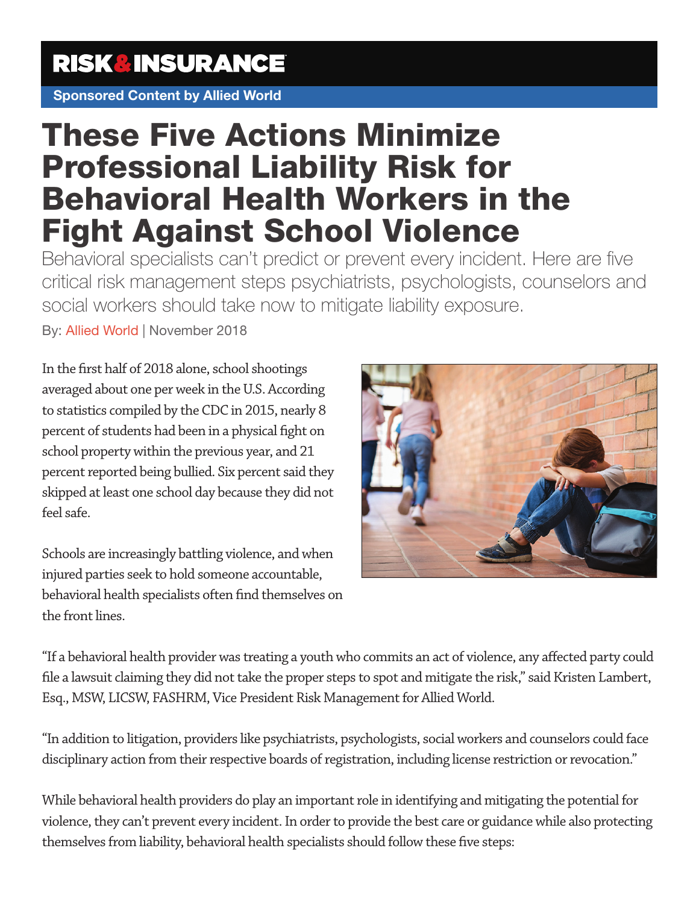RISK&INSURANCE

Sponsored Content by Allied World

# These Five Actions Minimize Professional Liability Risk for Behavioral Health Workers in the Fight Against School Violence

Behavioral specialists can't predict or prevent every incident. Here are five critical risk management steps psychiatrists, psychologists, counselors and social workers should take now to mitigate liability exposure.

By: Allied World | November 2018

In the first half of 2018 alone, school shootings averaged about one per week in the U.S. According to statistics compiled by the CDC in 2015, nearly 8 percent of students had been in a physical fight on school property within the previous year, and 21 percent reported being bullied. Six percent said they skipped at least one school day because they did not feel safe.

Schools are increasingly battling violence, and when injured parties seek to hold someone accountable, behavioral health specialists often find themselves on the front lines.

"If a behavioral health provider was treating a youth who commits an act of violence, any affected party could file a lawsuit claiming they did not take the proper steps to spot and mitigate the risk," said Kristen Lambert, Esq., MSW, LICSW, FASHRM, Vice President Risk Management for Allied World.

"In addition to litigation, providers like psychiatrists, psychologists, social workers and counselors could face disciplinary action from their respective boards of registration, including license restriction or revocation."

While behavioral health providers do play an important role in identifying and mitigating the potential for violence, they can't prevent every incident. In order to provide the best care or guidance while also protecting themselves from liability, behavioral health specialists should follow these five steps: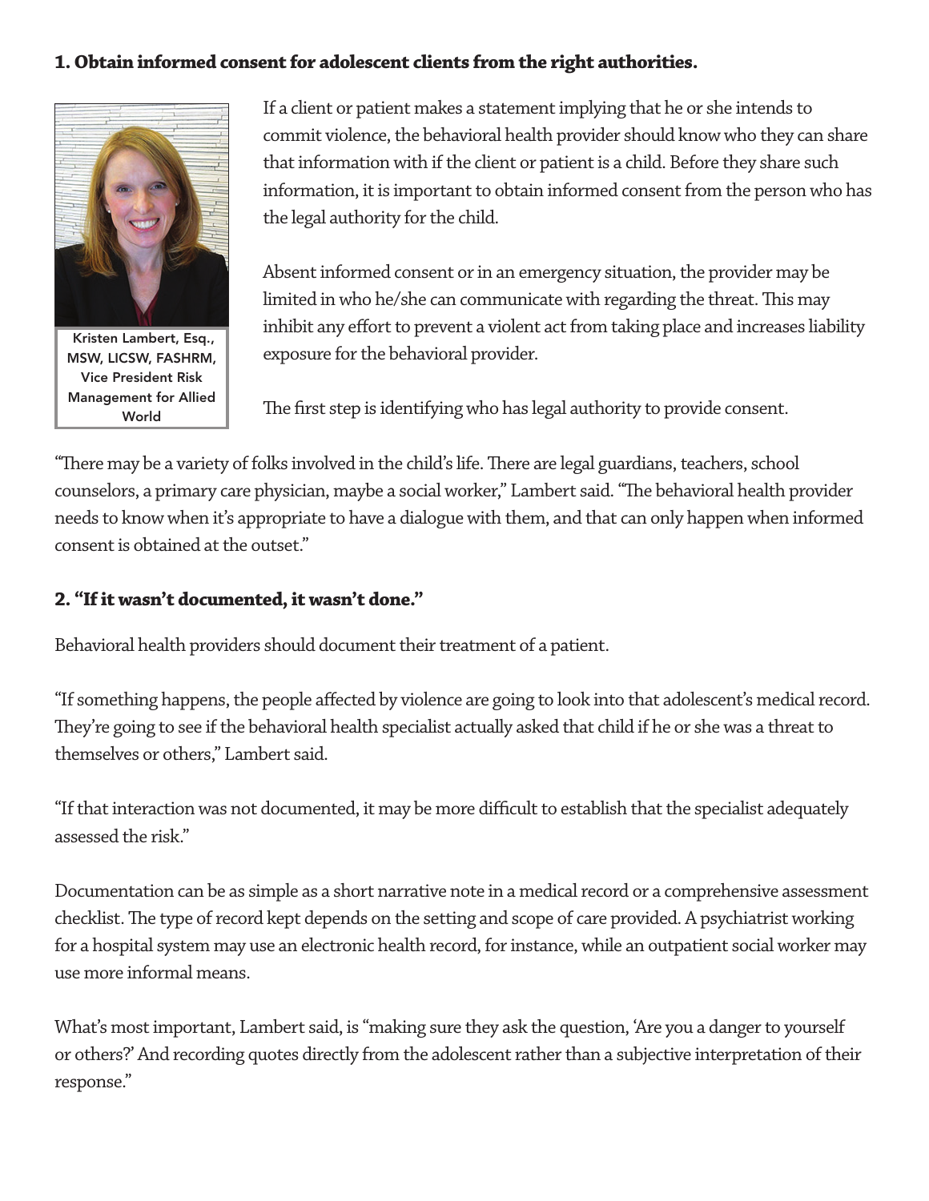### 1. Obtain informed consent for adolescent clients from the right authorities.

Kristen Lambert, Esq., MSW, LICSW, FASHRM, Vice President Risk Management for Allied World

If a client or patient makes a statement implying that he or she intends to commit violence, the behavioral health provider should know who they can share that information with if the client or patient is a child. Before they share such information, it is important to obtain informed consent from the person who has the legal authority for the child.

Absent informed consent or in an emergency situation, the provider may be limited in who he/she can communicate with regarding the threat. This may inhibit any effort to prevent a violent act from taking place and increases liability exposure for the behavioral provider.

The first step is identifying who has legal authority to provide consent.

"There may be a variety of folks involved in the child's life. There are legal guardians, teachers, school counselors, a primary care physician, maybe a social worker," Lambert said. "The behavioral health provider needs to know when it's appropriate to have a dialogue with them, and that can only happen when informed consent is obtained at the outset."

### 2. "If it wasn't documented, it wasn't done."

Behavioral health providers should document their treatment of a patient.

"If something happens, the people affected by violence are going to look into that adolescent's medical record. They're going to see if the behavioral health specialist actually asked that child if he or she was a threat to themselves or others," Lambert said.

"If that interaction was not documented, it may be more difficult to establish that the specialist adequately assessed the risk."

Documentation can be as simple as a short narrative note in a medical record or a comprehensive assessment checklist. The type of record kept depends on the setting and scope of care provided. A psychiatrist working for a hospital system may use an electronic health record, for instance, while an outpatient social worker may use more informal means.

What's most important, Lambert said, is "making sure they ask the question, 'Are you a danger to yourself or others?' And recording quotes directly from the adolescent rather than a subjective interpretation of their response."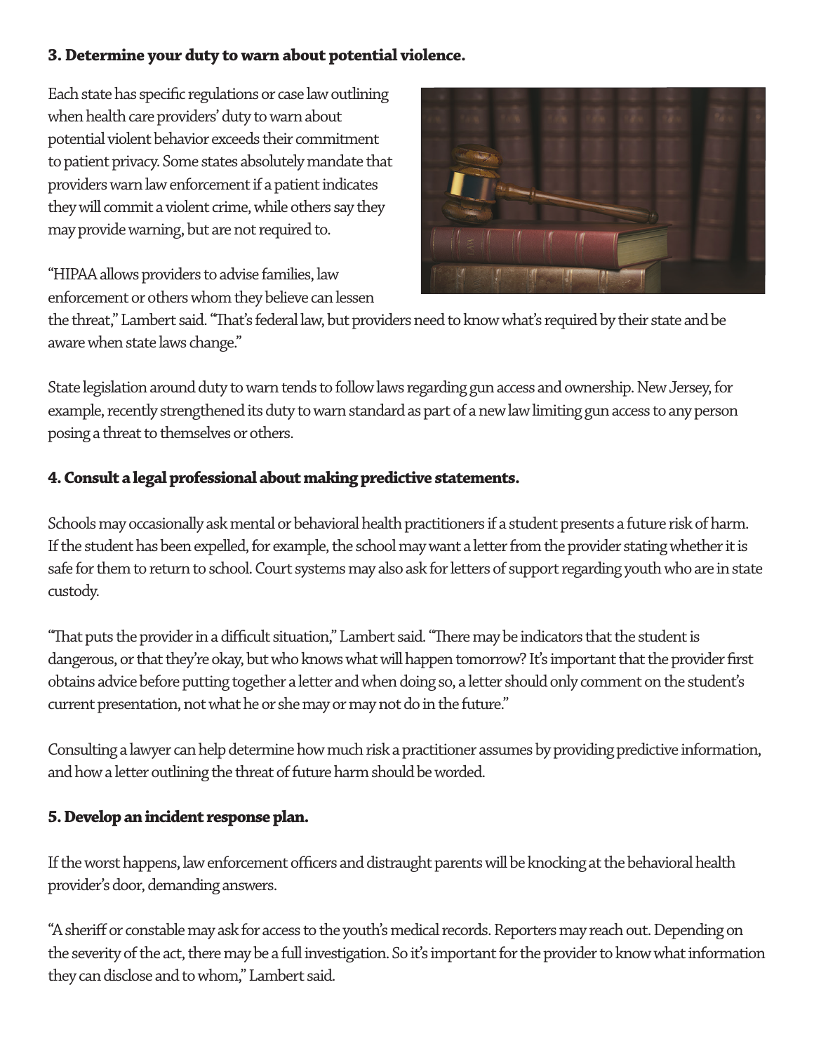### 3. Determine your duty to warn about potential violence.

Each state has specific regulations or case law outlining when health care providers' duty to warn about potential violent behavior exceeds their commitment to patient privacy. Some states absolutely mandate that providers warn law enforcement if a patient indicates they will commit a violent crime, while others say they may provide warning, but are not required to.

"HIPAA allows providers to advise families, law enforcement or others whom they believe can lessen the threat," Lambert said. "That's federal law, but providers need to know what's required by their state and be aware when state laws change."

State legislation around duty to warn tends to follow laws regarding gun access and ownership. New Jersey, for example, recently strengthened its duty to warn standard as part of a new law limiting gun access to any person posing a threat to themselves or others.

### 4. Consult a legal professional about making predictive statements.

Schools may occasionally ask mental or behavioral health practitioners if a student presents a future risk of harm. If the student has been expelled, for example, the school may want a letter from the provider stating whether it is safe for them to return to school. Court systems may also ask for letters of support regarding youth who are in state custody.

"That puts the provider in a difficult situation," Lambert said. "There may be indicators that the student is dangerous, or that they're okay, but who knows what will happen tomorrow? It's important that the provider first obtains advice before putting together a letter and when doing so, a letter should only comment on the student's current presentation, not what he or she may or may not do in the future."

Consulting a lawyer can help determine how much risk a practitioner assumes by providing predictive information, and how a letter outlining the threat of future harm should be worded.

### 5. Develop an incident response plan.

If the worst happens, law enforcement officers and distraught parents will be knocking at the behavioral health provider's door, demanding answers.

"A sheriff or constable may ask for access to the youth's medical records. Reporters may reach out. Depending on the severity of the act, there may be a full investigation. So it's important for the provider to know what information they can disclose and to whom," Lambert said.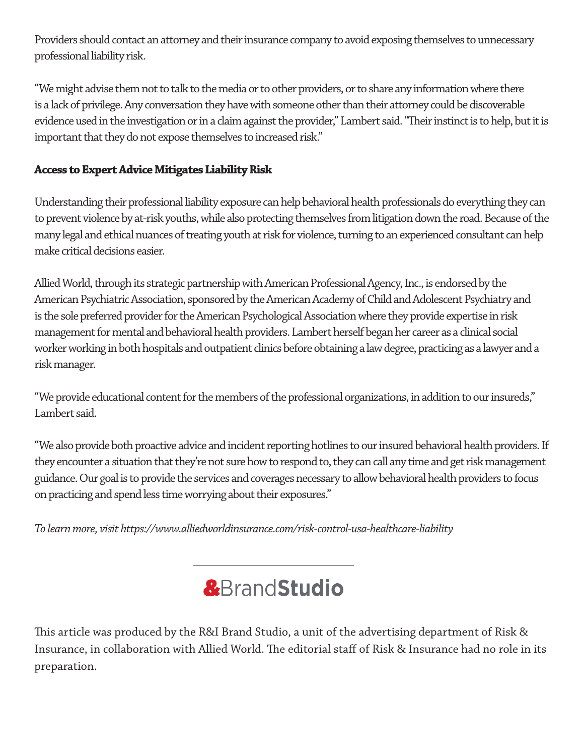Providers should contact an attorney and their insurance company to avoid exposing themselves to unnecessary professional liability risk.

"We might advise them not to talk to the media or to other providers, or to share any information where there is a lack of privilege. Any conversation they have with someone other than their attorney could be discoverable evidence used in the investigation or in a claim against the provider," Lambert said. "Their instinct is to help, but it is important that they do not expose themselves to increased risk."

**Access to Expert Advice Mitigates Liability Risk**

Understanding their professional liability exposure can help behavioral health professionals do everything they can to prevent violence by at-risk youths, while also protecting themselves from litigation down the road. Because of the many legal and ethical nuances of treating youth at risk for violence, turning to an experienced consultant can help make critical decisions easier.

Allied World, through its strategic partnership with American Professional Agency, Inc., is endorsed by the American Psychiatric Association, sponsored by the American Academy of Child and Adolescent Psychiatry and is the sole preferred provider for the American Psychological Association where they provide expertise in risk management for mental and behavioral health providers. Lambert herself began her career as a clinical social worker working in both hospitals and outpatient clinics before obtaining a law degree, practicing as a lawyer and a risk manager.

"We provide educational content for the members of the professional organizations, in addition to our insureds," Lambert said.

"We also provide both proactive advice and incident reporting hotlines to our insured behavioral health providers. If they encounter a situation that they're not sure how to respond to, they can call any time and get risk management guidance. Our goal is to provide the services and coverages necessary to allow behavioral health providers to focus on practicing and spend less time worrying about their exposures."

*To learn more, visit https://www.alliedworldinsurance.com/risk-control-usa-healthcare-liability*

---

&BrandStudio

This article was produced by the R&I Brand Studio, a unit of the advertising department of Risk & Insurance, in collaboration with Allied World. The editorial staff of Risk & Insurance had no role in its preparation.